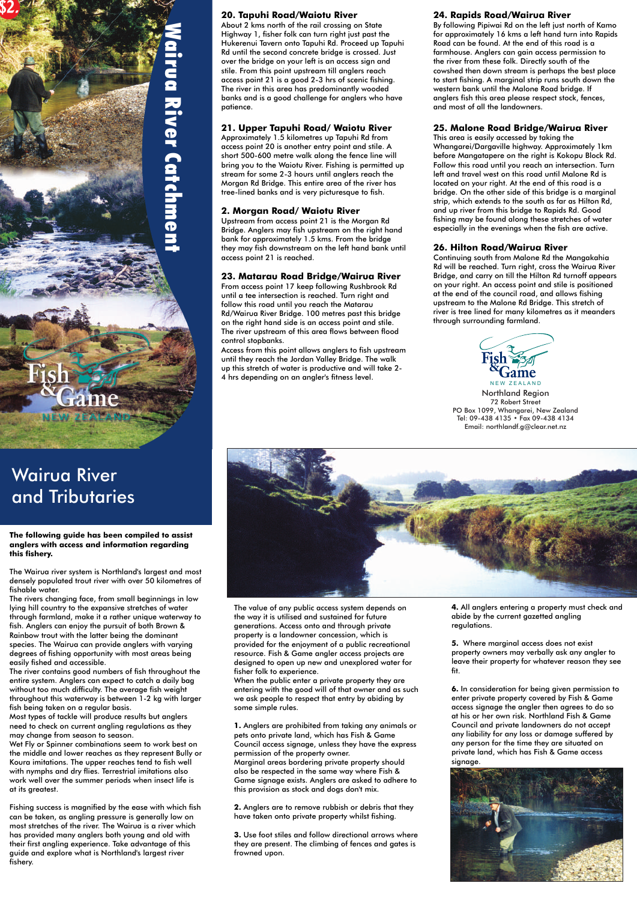# Wairua River Catchment

## Wairua River and Tributaries

**The following guide has been compiled to assist anglers with access and information regarding this fishery.**

The Wairua river system is Northland's largest and most densely populated trout river with over 50 kilometres of fishable water.

The rivers changing face, from small beginnings in low lying hill country to the expansive stretches of water through farmland, make it a rather unique waterway to fish. Anglers can enjoy the pursuit of both Brown & Rainbow trout with the latter being the dominant species. The Wairua can provide anglers with varying degrees of fishing opportunity with most areas being easily fished and accessible.

The river contains good numbers of fish throughout the entire system. Anglers can expect to catch a daily bag without too much difficulty. The average fish weight throughout this waterway is between 1-2 kg with larger fish being taken on a regular basis.

Most types of tackle will produce results but anglers need to check on current angling regulations as they may change from season to season.

Wet Fly or Spinner combinations seem to work best on the middle and lower reaches as they represent Bully or Koura imitations. The upper reaches tend to fish well with nymphs and dry flies. Terrestrial imitations also work well over the summer periods when insect life is at its greatest.

Fishing success is magnified by the ease with which fish can be taken, as angling pressure is generally low on most stretches of the river. The Wairua is a river which has provided many anglers both young and old with their first angling experience. Take advantage of this guide and explore what is Northland's largest river fishery.

### 20. Tapuhi Road/Waiotu River

About 2 kms north of the rail crossing on State Highway 1, fisher folk can turn right just past the Hukerenui Tavern onto Tapuhi Rd. Proceed up Tapuhi Rd until the second concrete bridge is crossed. Just over the bridge on your left is an access sign and stile. From this point upstream till anglers reach access point 21 is a good 2-3 hrs of scenic fishing. The river in this area has predominantly wooded banks and is a good challenge for anglers who have patience.

### 21. Upper Tapuhi Road/ Waiotu River

Approximately 1.5 kilometres up Tapuhi Rd from access point 20 is another entry point and stile. A short 500-600 metre walk along the fence line will bring you to the Waiotu River. Fishing is permitted up stream for some 2-3 hours until anglers reach the Morgan Rd Bridge. This entire area of the river has tree-lined banks and is very picturesque to fish.

### 2. Morgan Road/ Waiotu River

Upstream from access point 21 is the Morgan Rd Bridge. Anglers may fish upstream on the right hand bank for approximately 1.5 kms. From the bridge they may fish downstream on the left hand bank until access point 21 is reached.

### 23. Matarau Road Bridge/Wairua River

From access point 17 keep following Rushbrook Rd until a tee intersection is reached. Turn right and follow this road until you reach the Matarau Rd/Wairua River Bridge. 100 metres past this bridge on the right hand side is an access point and stile. The river upstream of this area flows between flood control stopbanks.

Access from this point allows anglers to fish upstream until they reach the Jordan Valley Bridge. The walk up this stretch of water is productive and will take 2-4 hrs depending on an angler's fitness level.

### 24. Rapids Road/Wairua River

By following Pipiwai Rd on the left just north of Kamo for approximately 16 kms a left hand turn into Rapids Road can be found. At the end of this road is a farmhouse. Anglers can gain access permission to the river from these folk. Directly south of the cowshed then down stream is perhaps the best place to start fishing. A marginal strip runs south down the western bank until the Malone Road bridge. If anglers fish this area please respect stock, fences, and most of all the landowners.

### 25. Malone Road Bridge/Wairua River

This area is easily accessed by taking the Whangarei/Dargaville highway. Approximately 1km before Mangatapere on the right is Kokopu Block Rd. Follow this road until you reach an intersection. Turn left and travel west on this road until Malone Rd is located on your right. At the end of this road is a bridge. On the other side of this bridge is a marginal strip, which extends to the south as far as Hilton Rd, and up river from this bridge to Rapids Rd. Good fishing may be found along these stretches of water especially in the evenings when the fish are active.

### 26. Hilton Road/Wairua River

Continuing south from Malone Rd the Mangakahia Rd will be reached. Turn right, cross the Wairua River Bridge, and carry on till the Hilton Rd turnoff appears on your right. An access point and stile is positioned at the end of the council road, and allows fishing upstream to the Malone Rd Bridge. This stretch of river is tree lined for many kilometres as it meanders through surrounding farmland.

Fish & Game NEW ZEALAND
Northland Region
72 Robert Street
PO Box 1099, Whangarei, New Zealand
Tel: 09-438 4135 • Fax 09-438 4134
Email: northlandf.g@clear.net.nz

The value of any public access system depends on the way it is utilised and sustained for future generations. Access onto and through private property is a landowner concession, which is provided for the enjoyment of a public recreational resource. Fish & Game angler access projects are designed to open up new and unexplored water for fisher folk to experience.

When the public enter a private property they are entering with the good will of that owner and as such we ask people to respect that entry by abiding by some simple rules.

**1.** Anglers are prohibited from taking any animals or pets onto private land, which has Fish & Game Council access signage, unless they have the express permission of the property owner.
Marginal areas bordering private property should also be respected in the same way where Fish & Game signage exists. Anglers are asked to adhere to this provision as stock and dogs don't mix.

**2.** Anglers are to remove rubbish or debris that they have taken onto private property whilst fishing.

**3.** Use foot stiles and follow directional arrows where they are present. The climbing of fences and gates is frowned upon.

**4.** All anglers entering a property must check and abide by the current gazetted angling regulations.

**5.** Where marginal access does not exist property owners may verbally ask any angler to leave their property for whatever reason they see fit.

**6.** In consideration for being given permission to enter private property covered by Fish & Game access signage the angler then agrees to do so at his or her own risk. Northland Fish & Game Council and private landowners do not accept any liability for any loss or damage suffered by any person for the time they are situated on private land, which has Fish & Game access signage.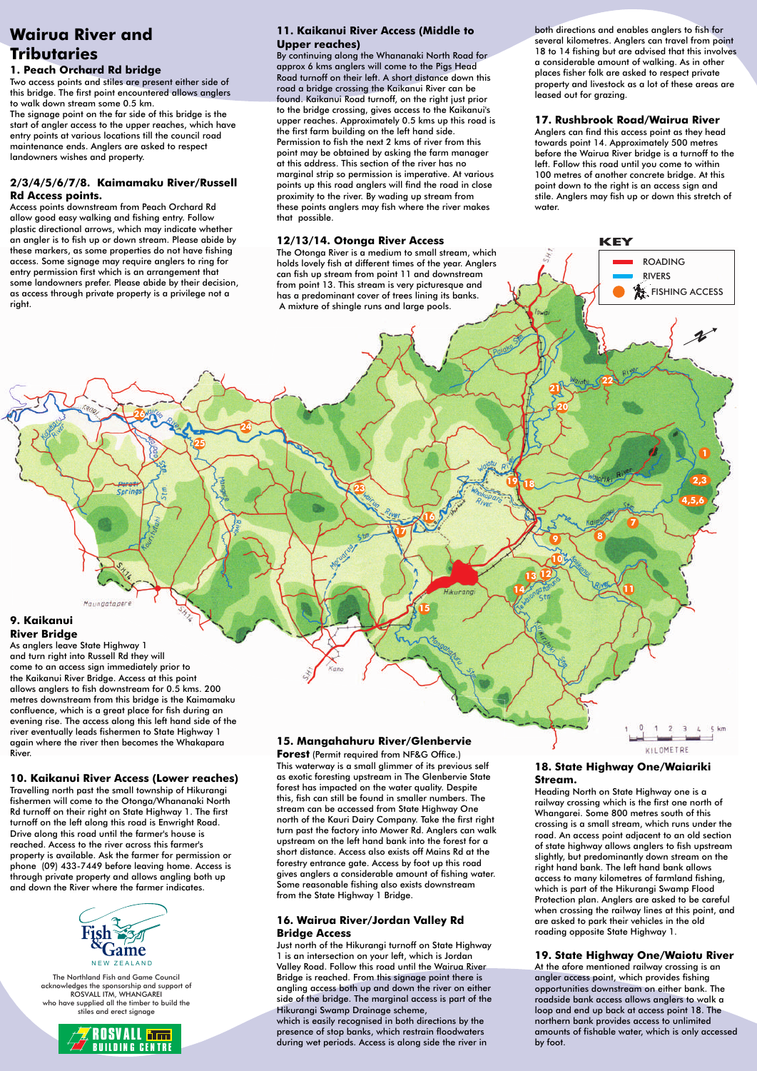# Wairua River and Tributaries

## 1. Peach Orchard Rd bridge

Two access points and stiles are present either side of this bridge. The first point encountered allows anglers to walk down stream some 0.5 km.

The signage point on the far side of this bridge is the start of angler access to the upper reaches, which have entry points at various locations till the council road maintenance ends. Anglers are asked to respect landowners wishes and property.

## 2/3/4/5/6/7/8. Kaimamaku River/Russell Rd Access points.

Access points downstream from Peach Orchard Rd allow good easy walking and fishing entry. Follow plastic directional arrows, which may indicate whether an angler is to fish up or down stream. Please abide by these markers, as some properties do not have fishing access. Some signage may require anglers to ring for entry permission first which is an arrangement that some landowners prefer. Please abide by their decision, as access through private property is a privilege not a right.

## 9. Kaikanui River Bridge

As anglers leave State Highway 1 and turn right into Russell Rd they will come to an access sign immediately prior to the Kaikanui River Bridge. Access at this point allows anglers to fish downstream for 0.5 kms. 200 metres downstream from this bridge is the Kaimamaku confluence, which is a great place for fish during an evening rise. The access along this left hand side of the river eventually leads fishermen to State Highway 1 again where the river then becomes the Whakapara River.

## 10. Kaikanui River Access (Lower reaches)

Travelling north past the small township of Hikurangi fishermen will come to the Otonga/Whananaki North Rd turnoff on their right on State Highway 1. The first turnoff on the left along this road is Enwright Road. Drive along this road until the farmer's house is reached. Access to the river across this farmer's property is available. Ask the farmer for permission or phone (09) 433-7449 before leaving home. Access is through private property and allows angling both up and down the River where the farmer indicates.

## 11. Kaikanui River Access (Middle to Upper reaches)

By continuing along the Whananaki North Road for approx 6 kms anglers will come to the Pigs Head Road turnoff on their left. A short distance down this road a bridge crossing the Kaikanui River can be found. Kaikanui Road turnoff, on the right just prior to the bridge crossing, gives access to the Kaikanui's upper reaches. Approximately 0.5 kms up this road is the first farm building on the left hand side. Permission to fish the next 2 kms of river from this point may be obtained by asking the farm manager at this address. This section of the river has no marginal strip so permission is imperative. At various points up this road anglers will find the road in close proximity to the river. By wading up stream from these points anglers may fish where the river makes that possible.

## 12/13/14. Otonga River Access

The Otonga River is a medium to small stream, which holds lovely fish at different times of the year. Anglers can fish up stream from point 11 and downstream from point 13. This stream is very picturesque and has a predominant cover of trees lining its banks. A mixture of shingle runs and large pools.

## 15. Mangahahuru River/Glenbervie Forest (Permit required from NF&G Office.)

This waterway is a small glimmer of its previous self as exotic foresting upstream in The Glenbervie State forest has impacted on the water quality. Despite this, fish can still be found in smaller numbers. The stream can be accessed from State Highway One north of the Kauri Dairy Company. Take the first right turn past the factory into Mower Rd. Anglers can walk upstream on the left hand bank into the forest for a short distance. Access also exists off Mains Rd at the forestry entrance gate. Access by foot up this road gives anglers a considerable amount of fishing water. Some reasonable fishing also exists downstream from the State Highway 1 Bridge.

## 16. Wairua River/Jordan Valley Rd Bridge Access

Just north of the Hikurangi turnoff on State Highway 1 is an intersection on your left, which is Jordan Valley Road. Follow this road until the Wairua River Bridge is reached. From this signage point there is angling access both up and down the river on either side of the bridge. The marginal access is part of the Hikurangi Swamp Drainage scheme, which is easily recognised in both directions by the presence of stop banks, which restrain floodwaters during wet periods. Access is along side the river in both directions and enables anglers to fish for several kilometres. Anglers can travel from point 18 to 14 fishing but are advised that this involves a considerable amount of walking. As in other places fisher folk are asked to respect private property and livestock as a lot of these areas are leased out for grazing.

## 17. Rushbrook Road/Wairua River

Anglers can find this access point as they head towards point 14. Approximately 500 metres before the Wairua River bridge is a turnoff to the left. Follow this road until you come to within 100 metres of another concrete bridge. At this point down to the right is an access sign and stile. Anglers may fish up or down this stretch of water.

## 18. State Highway One/Waiariki Stream.

Heading North on State Highway one is a railway crossing which is the first one north of Whangarei. Some 800 metres south of this crossing is a small stream, which runs under the road. An access point adjacent to an old section of state highway allows anglers to fish upstream slightly, but predominantly down stream on the right hand bank. The left hand bank allows access to many kilometres of farmland fishing, which is part of the Hikurangi Swamp Flood Protection plan. Anglers are asked to be careful when crossing the railway lines at this point, and are asked to park their vehicles in the old roading opposite State Highway 1.

## 19. State Highway One/Waiotu River

At the afore mentioned railway crossing is an angler access point, which provides fishing opportunities downstream on either bank. The roadside bank access allows anglers to walk a loop and end up back at access point 18. The northern bank provides access to unlimited amounts of fishable water, which is only accessed by foot.

KEY
ROADING
RIVERS
FISHING ACCESS

0 1 2 3 4 5 km
KILOMETRE

Fish & Game NEW ZEALAND

The Northland Fish and Game Council acknowledges the sponsorship and support of ROSVALL ITM, WHANGAREI who have supplied all the timber to build the stiles and erect signage

ROSVALL ITM BUILDING CENTRE